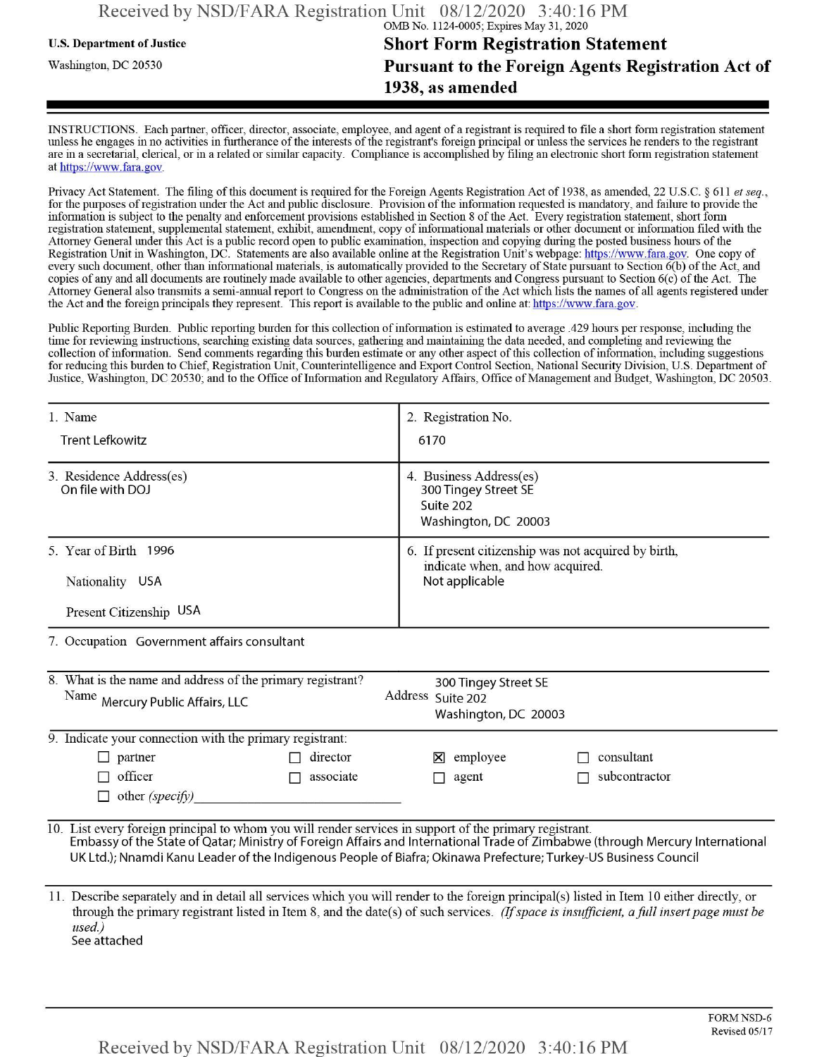U.S. Department of Justice

Washington, DC 20530

OMB No. 1124-0005; Expires May 31, 2020

# Short Form Registration Statement Pursuant to the Foreign Agents Registration Act of 1938, as amended

INSTRUCTIONS. Each partner, officer, director, associate, employee, and agent of a registrant is required to file a short form registration statement unless he engages in no activities in furtherance of the interests of the registrant's foreign principal or unless the services he renders to the registrant are in a secretarial, clerical, or in a related or similar capacity. Compliance is accomplished by filing an electronic short form registration statement at https://www.fara.gov.

Privacy Act Statement. The filing of this document is required for the Foreign Agents Registration Act of 1938, as amended, 22 U.S.C. § 611 *et seq.*, for the purposes of registration under the Act and public disclosure. Provision of the information requested is mandatory, and failure to provide the information is subject to the penalty and enforcement provisions established in Section 8 of the Act. Every registration statement, short form registration statement, supplemental statement, exhibit, amendment, copy of informational materials or other document or information filed with the Attorney General under this Act is a public record open to public examination, inspection and copying during the posted business hours of the Registration Unit in Washington, DC. Statements are also available online at the Registration Unit's webpage: https://www.fara.gov. One copy of every such document, other than informational materials, is automatically provided to the Secretary of State pursuant to Section 6(b) of the Act, and copies of any and all documents are routinely made available to other agencies, departments and Congress pursuant to Section 6(c) of the Act. The Attorney General also transmits a semi-annual report to Congress on the administration of the Act which lists the names of all agents registered under the Act and the foreign principals they represent. This report is available to the public and online at: https://www.fara.gov.

Public Reporting Burden. Public reporting burden for this collection of information is estimated to average .429 hours per response, including the time for reviewing instructions, searching existing data sources, gathering and maintaining the data needed, and completing and reviewing the collection of information. Send comments regarding this burden estimate or any other aspect of this collection of information, including suggestions for reducing this burden to Chief, Registration Unit, Counterintelligence and Export Control Section, National Security Division, U.S. Department of Justice, Washington, DC 20530; and to the Office of Information and Regulatory Affairs, Office of Management and Budget, Washington, DC 20503.

| 1. Name | 2. Registration No. |
|---|---|
| Trent Lefkowitz | 6170 |
| 3. Residence Address(es) On file with DOJ | 4. Business Address(es) 300 Tingey Street SE Suite 202 Washington, DC 20003 |
| 5. Year of Birth 1996 Nationality USA Present Citizenship USA | 6. If present citizenship was not acquired by birth, indicate when, and how acquired. Not applicable |

7. Occupation Government affairs consultant

8. What is the name and address of the primary registrant?

Name Mercury Public Affairs, LLC

Address 300 Tingey Street SE Suite 202 Washington, DC 20003

9. Indicate your connection with the primary registrant:

- ☐ partner
- ☐ director
- ☒ employee
- ☐ consultant
- ☐ officer
- ☐ associate
- ☐ agent
- ☐ subcontractor
- ☐ other *(specify)*\_\_\_\_\_\_\_\_\_\_\_\_\_\_\_\_\_\_\_\_\_\_\_\_\_\_\_\_

10. List every foreign principal to whom you will render services in support of the primary registrant.

Embassy of the State of Qatar; Ministry of Foreign Affairs and International Trade of Zimbabwe (through Mercury International UK Ltd.); Nnamdi Kanu Leader of the Indigenous People of Biafra; Okinawa Prefecture; Turkey-US Business Council

11. Describe separately and in detail all services which you will render to the foreign principal(s) listed in Item 10 either directly, or through the primary registrant listed in Item 8, and the date(s) of such services. *(If space is insufficient, a full insert page must be used.)*

See attached

FORM NSD-6
Revised 05/17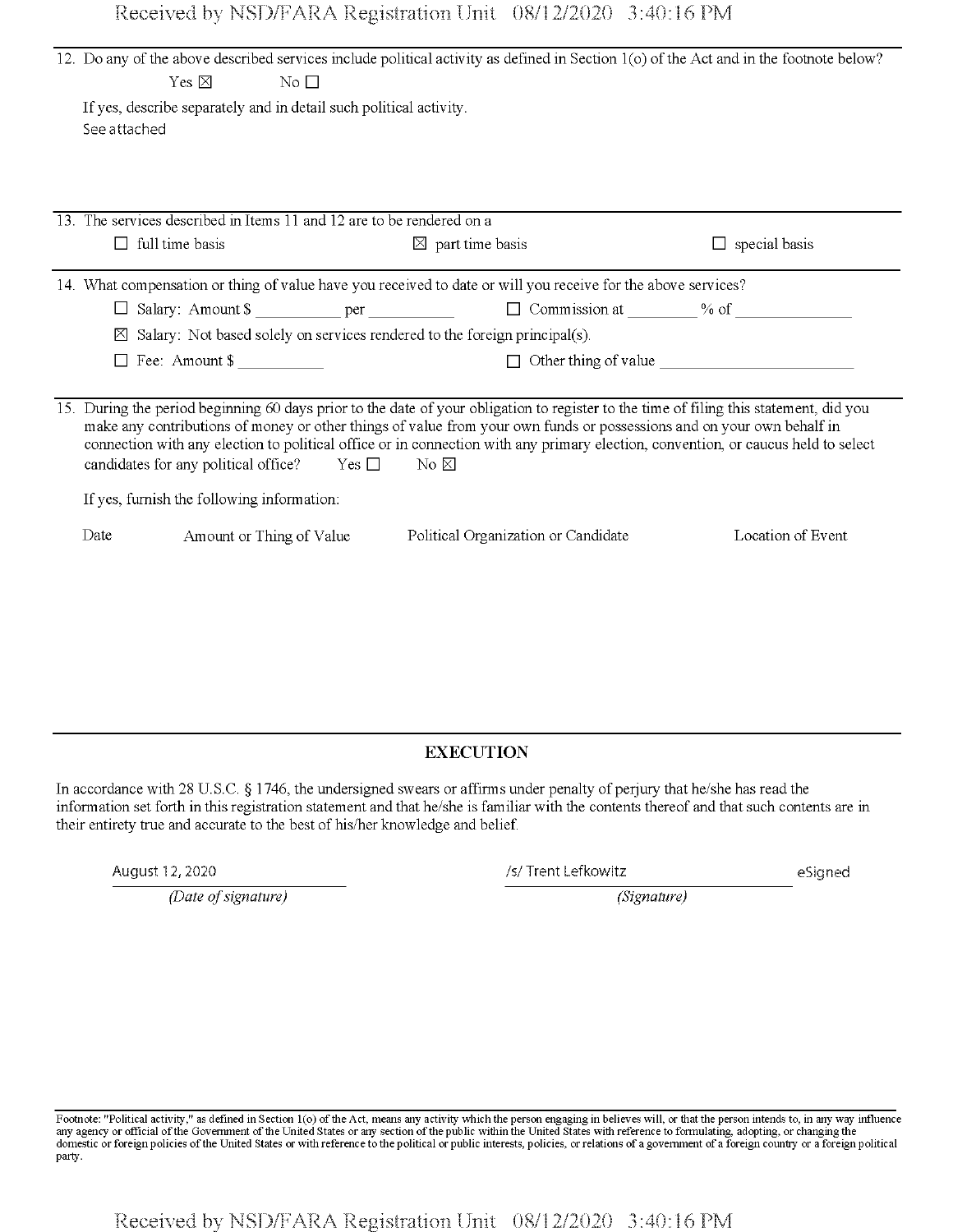12. Do any of the above described services include political activity as defined in Section 1(o) of the Act and in the footnote below?

    Yes ☒ No ☐

    If yes, describe separately and in detail such political activity.

    See attached

13. The services described in Items 11 and 12 are to be rendered on a

    ☐ full time basis ☒ part time basis ☐ special basis

14. What compensation or thing of value have you received to date or will you receive for the above services?

    ☐ Salary: Amount $ __________ per __________ ☐ Commission at ________ % of ______________

    ☒ Salary: Not based solely on services rendered to the foreign principal(s).

    ☐ Fee: Amount $ __________ ☐ Other thing of value ________________________

15. During the period beginning 60 days prior to the date of your obligation to register to the time of filing this statement, did you make any contributions of money or other things of value from your own funds or possessions and on your own behalf in connection with any election to political office or in connection with any primary election, convention, or caucus held to select candidates for any political office? Yes ☐ No ☒

    If yes, furnish the following information:

| Date | Amount or Thing of Value | Political Organization or Candidate | Location of Event |
|---|---|---|---|

## EXECUTION

In accordance with 28 U.S.C. § 1746, the undersigned swears or affirms under penalty of perjury that he/she has read the information set forth in this registration statement and that he/she is familiar with the contents thereof and that such contents are in their entirety true and accurate to the best of his/her knowledge and belief.

| August 12, 2020 | /s/ Trent Lefkowitz eSigned |
|---|---|
| *(Date of signature)* | *(Signature)* |

Footnote: "Political activity," as defined in Section 1(o) of the Act, means any activity which the person engaging in believes will, or that the person intends to, in any way influence any agency or official of the Government of the United States or any section of the public within the United States with reference to formulating, adopting, or changing the domestic or foreign policies of the United States or with reference to the political or public interests, policies, or relations of a government of a foreign country or a foreign political party.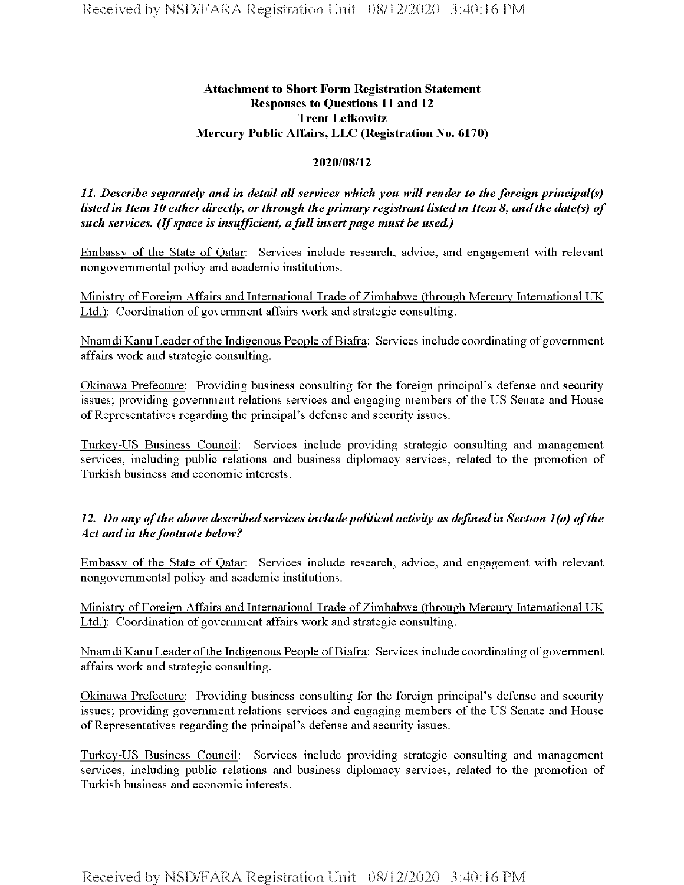**Attachment to Short Form Registration Statement**
**Responses to Questions 11 and 12**
**Trent Lefkowitz**
**Mercury Public Affairs, LLC (Registration No. 6170)**

**2020/08/12**

***11. Describe separately and in detail all services which you will render to the foreign principal(s) listed in Item 10 either directly, or through the primary registrant listed in Item 8, and the date(s) of such services. (If space is insufficient, a full insert page must be used.)***

Embassy of the State of Qatar: Services include research, advice, and engagement with relevant nongovernmental policy and academic institutions.

Ministry of Foreign Affairs and International Trade of Zimbabwe (through Mercury International UK Ltd.): Coordination of government affairs work and strategic consulting.

Nnamdi Kanu Leader of the Indigenous People of Biafra: Services include coordinating of government affairs work and strategic consulting.

Okinawa Prefecture: Providing business consulting for the foreign principal's defense and security issues; providing government relations services and engaging members of the US Senate and House of Representatives regarding the principal's defense and security issues.

Turkey-US Business Council: Services include providing strategic consulting and management services, including public relations and business diplomacy services, related to the promotion of Turkish business and economic interests.

***12. Do any of the above described services include political activity as defined in Section 1(o) of the Act and in the footnote below?***

Embassy of the State of Qatar: Services include research, advice, and engagement with relevant nongovernmental policy and academic institutions.

Ministry of Foreign Affairs and International Trade of Zimbabwe (through Mercury International UK Ltd.): Coordination of government affairs work and strategic consulting.

Nnamdi Kanu Leader of the Indigenous People of Biafra: Services include coordinating of government affairs work and strategic consulting.

Okinawa Prefecture: Providing business consulting for the foreign principal's defense and security issues; providing government relations services and engaging members of the US Senate and House of Representatives regarding the principal's defense and security issues.

Turkey-US Business Council: Services include providing strategic consulting and management services, including public relations and business diplomacy services, related to the promotion of Turkish business and economic interests.